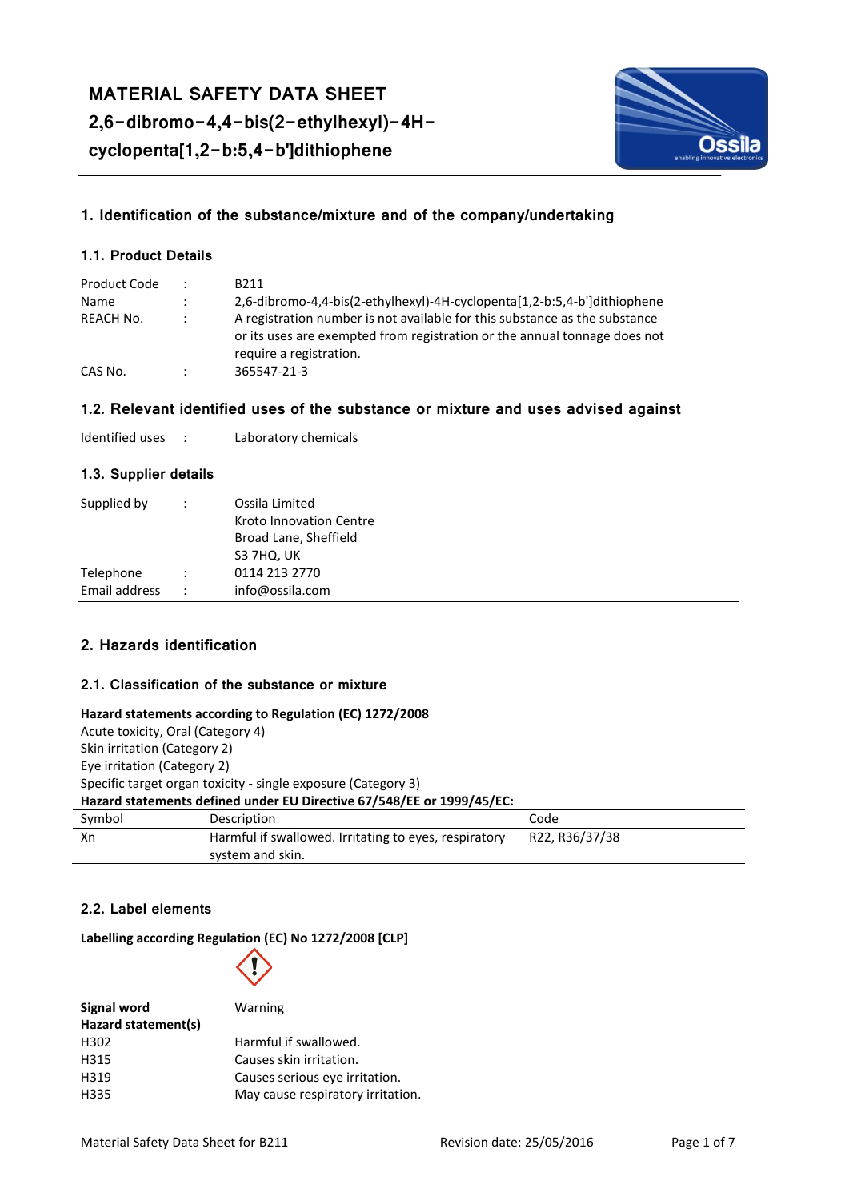# MATERIAL SAFETY DATA SHEET 2,6-dibromo-4,4-bis(2-ethylhexyl)-4H-cyclopenta[1,2-b:5,4-b']dithiophene

## 1. Identification of the substance/mixture and of the company/undertaking

### 1.1. Product Details

| | | |
|---|---|---|
| Product Code | : | B211 |
| Name | : | 2,6-dibromo-4,4-bis(2-ethylhexyl)-4H-cyclopenta[1,2-b:5,4-b']dithiophene |
| REACH No. | : | A registration number is not available for this substance as the substance or its uses are exempted from registration or the annual tonnage does not require a registration. |
| CAS No. | : | 365547-21-3 |

### 1.2. Relevant identified uses of the substance or mixture and uses advised against

| | | |
|---|---|---|
| Identified uses | : | Laboratory chemicals |

### 1.3. Supplier details

| | | |
|---|---|---|
| Supplied by | : | Ossila Limited<br>Kroto Innovation Centre<br>Broad Lane, Sheffield<br>S3 7HQ, UK |
| Telephone | : | 0114 213 2770 |
| Email address | : | info@ossila.com |

## 2. Hazards identification

### 2.1. Classification of the substance or mixture

**Hazard statements according to Regulation (EC) 1272/2008**

Acute toxicity, Oral (Category 4)
Skin irritation (Category 2)
Eye irritation (Category 2)
Specific target organ toxicity - single exposure (Category 3)

**Hazard statements defined under EU Directive 67/548/EE or 1999/45/EC:**

| Symbol | Description | Code |
|---|---|---|
| Xn | Harmful if swallowed. Irritating to eyes, respiratory system and skin. | R22, R36/37/38 |

### 2.2. Label elements

**Labelling according Regulation (EC) No 1272/2008 [CLP]**

| | |
|---|---|
| **Signal word** | Warning |
| **Hazard statement(s)** | |
| H302 | Harmful if swallowed. |
| H315 | Causes skin irritation. |
| H319 | Causes serious eye irritation. |
| H335 | May cause respiratory irritation. |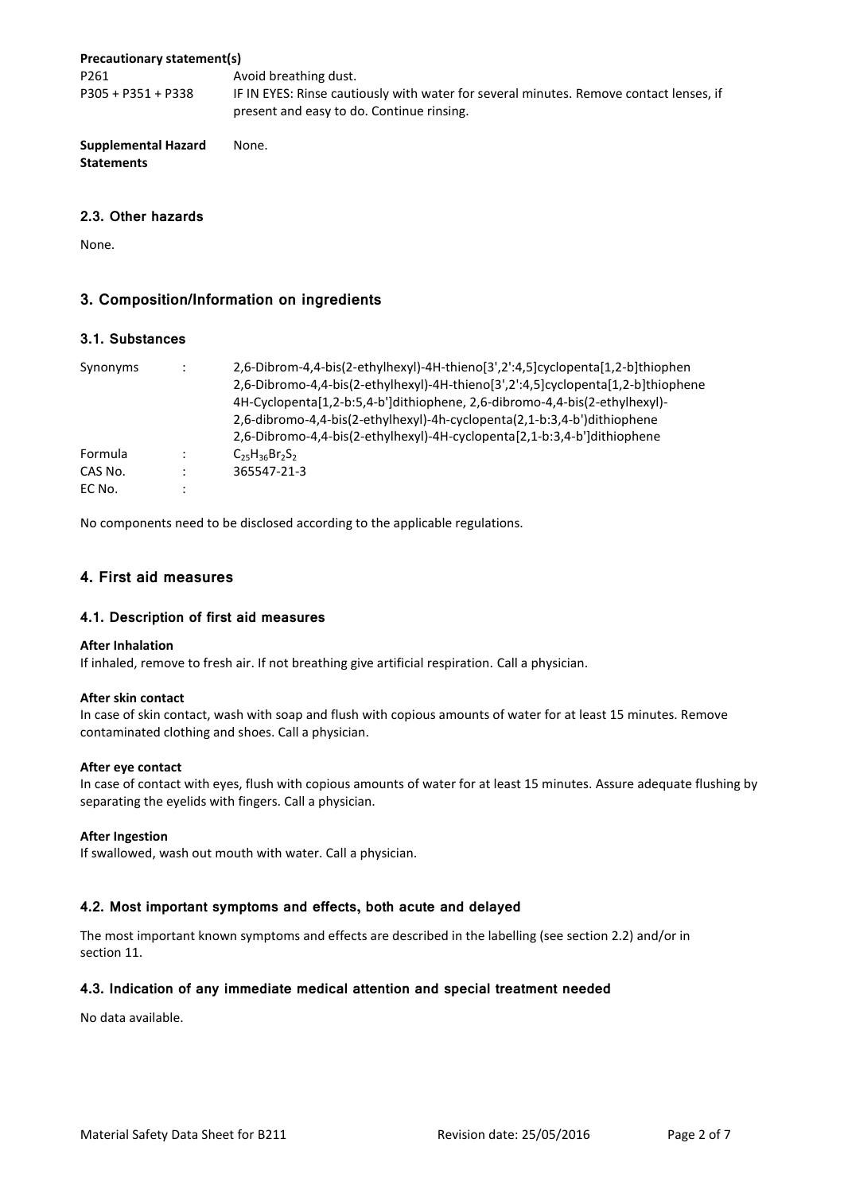**Precautionary statement(s)**

| | |
|---|---|
| P261 | Avoid breathing dust. |
| P305 + P351 + P338 | IF IN EYES: Rinse cautiously with water for several minutes. Remove contact lenses, if present and easy to do. Continue rinsing. |

**Supplemental Hazard Statements** None.

### 2.3. Other hazards

None.

## 3. Composition/Information on ingredients

### 3.1. Substances

| | | |
|---|---|---|
| Synonyms | : | 2,6-Dibrom-4,4-bis(2-ethylhexyl)-4H-thieno[3',2':4,5]cyclopenta[1,2-b]thiophen<br>2,6-Dibromo-4,4-bis(2-ethylhexyl)-4H-thieno[3',2':4,5]cyclopenta[1,2-b]thiophene<br>4H-Cyclopenta[1,2-b:5,4-b']dithiophene, 2,6-dibromo-4,4-bis(2-ethylhexyl)-<br>2,6-dibromo-4,4-bis(2-ethylhexyl)-4h-cyclopenta(2,1-b:3,4-b')dithiophene<br>2,6-Dibromo-4,4-bis(2-ethylhexyl)-4H-cyclopenta[2,1-b:3,4-b']dithiophene |
| Formula | : | $C_{25}H_{36}Br_2S_2$ |
| CAS No. | : | 365547-21-3 |
| EC No. | : | |

No components need to be disclosed according to the applicable regulations.

## 4. First aid measures

### 4.1. Description of first aid measures

**After Inhalation**

If inhaled, remove to fresh air. If not breathing give artificial respiration. Call a physician.

**After skin contact**

In case of skin contact, wash with soap and flush with copious amounts of water for at least 15 minutes. Remove contaminated clothing and shoes. Call a physician.

**After eye contact**

In case of contact with eyes, flush with copious amounts of water for at least 15 minutes. Assure adequate flushing by separating the eyelids with fingers. Call a physician.

**After Ingestion**

If swallowed, wash out mouth with water. Call a physician.

### 4.2. Most important symptoms and effects, both acute and delayed

The most important known symptoms and effects are described in the labelling (see section 2.2) and/or in section 11.

### 4.3. Indication of any immediate medical attention and special treatment needed

No data available.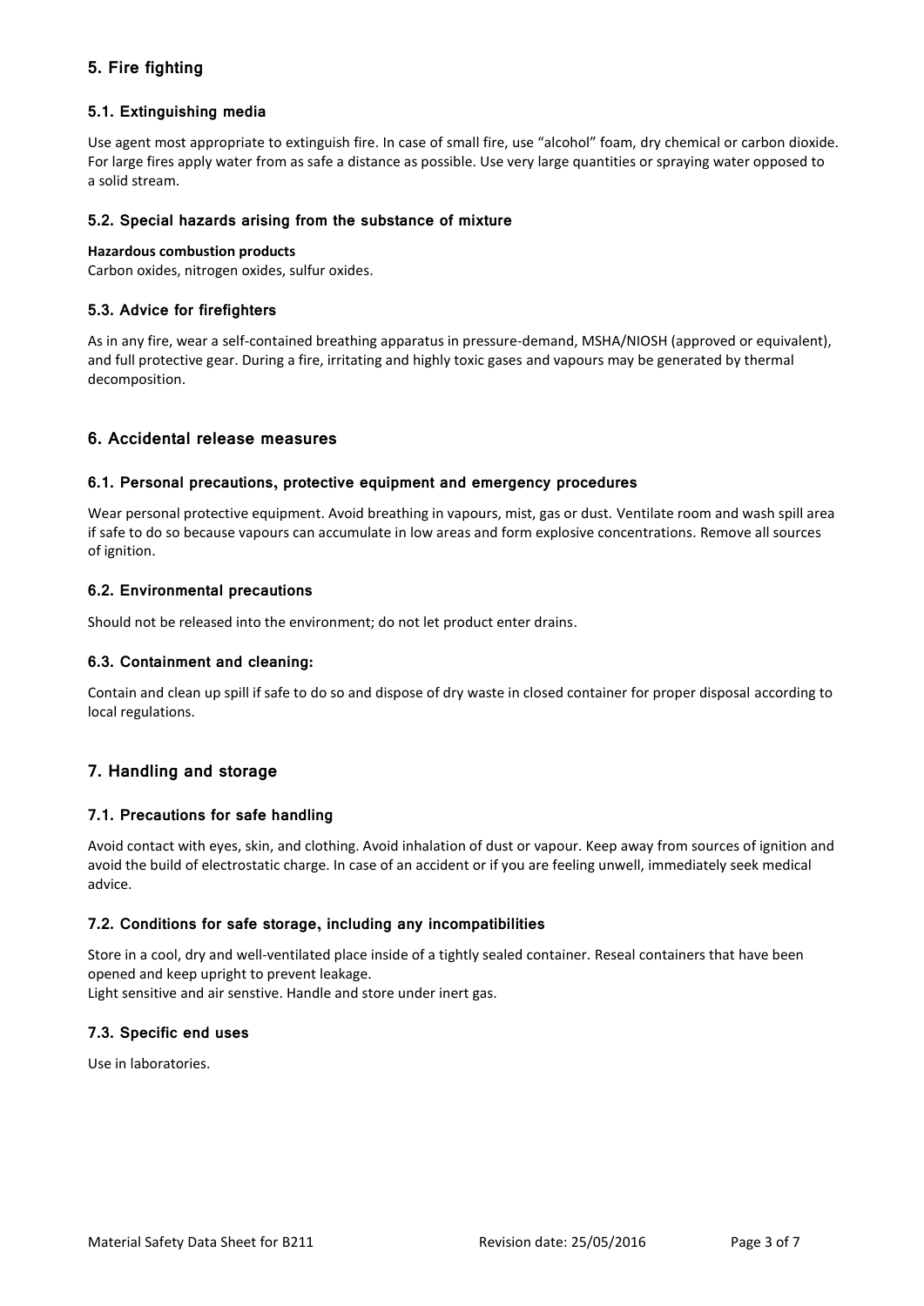## 5. Fire fighting

### 5.1. Extinguishing media

Use agent most appropriate to extinguish fire. In case of small fire, use "alcohol" foam, dry chemical or carbon dioxide. For large fires apply water from as safe a distance as possible. Use very large quantities or spraying water opposed to a solid stream.

### 5.2. Special hazards arising from the substance of mixture

**Hazardous combustion products**

Carbon oxides, nitrogen oxides, sulfur oxides.

### 5.3. Advice for firefighters

As in any fire, wear a self-contained breathing apparatus in pressure-demand, MSHA/NIOSH (approved or equivalent), and full protective gear. During a fire, irritating and highly toxic gases and vapours may be generated by thermal decomposition.

## 6. Accidental release measures

### 6.1. Personal precautions, protective equipment and emergency procedures

Wear personal protective equipment. Avoid breathing in vapours, mist, gas or dust. Ventilate room and wash spill area if safe to do so because vapours can accumulate in low areas and form explosive concentrations. Remove all sources of ignition.

### 6.2. Environmental precautions

Should not be released into the environment; do not let product enter drains.

### 6.3. Containment and cleaning:

Contain and clean up spill if safe to do so and dispose of dry waste in closed container for proper disposal according to local regulations.

## 7. Handling and storage

### 7.1. Precautions for safe handling

Avoid contact with eyes, skin, and clothing. Avoid inhalation of dust or vapour. Keep away from sources of ignition and avoid the build of electrostatic charge. In case of an accident or if you are feeling unwell, immediately seek medical advice.

### 7.2. Conditions for safe storage, including any incompatibilities

Store in a cool, dry and well-ventilated place inside of a tightly sealed container. Reseal containers that have been opened and keep upright to prevent leakage.
Light sensitive and air senstive. Handle and store under inert gas.

### 7.3. Specific end uses

Use in laboratories.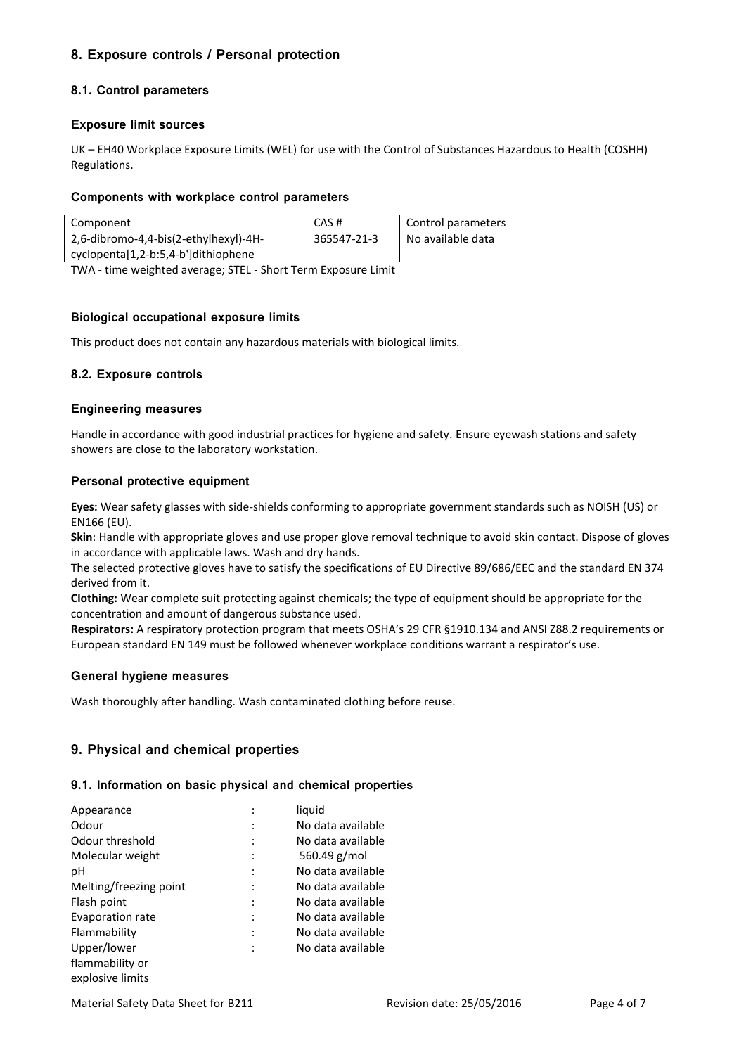## 8. Exposure controls / Personal protection

### 8.1. Control parameters

#### Exposure limit sources

UK – EH40 Workplace Exposure Limits (WEL) for use with the Control of Substances Hazardous to Health (COSHH) Regulations.

#### Components with workplace control parameters

| Component | CAS # | Control parameters |
|---|---|---|
| 2,6-dibromo-4,4-bis(2-ethylhexyl)-4H-cyclopenta[1,2-b:5,4-b']dithiophene | 365547-21-3 | No available data |

TWA - time weighted average; STEL - Short Term Exposure Limit

#### Biological occupational exposure limits

This product does not contain any hazardous materials with biological limits.

### 8.2. Exposure controls

#### Engineering measures

Handle in accordance with good industrial practices for hygiene and safety. Ensure eyewash stations and safety showers are close to the laboratory workstation.

#### Personal protective equipment

**Eyes:** Wear safety glasses with side-shields conforming to appropriate government standards such as NOISH (US) or EN166 (EU).

**Skin**: Handle with appropriate gloves and use proper glove removal technique to avoid skin contact. Dispose of gloves in accordance with applicable laws. Wash and dry hands.

The selected protective gloves have to satisfy the specifications of EU Directive 89/686/EEC and the standard EN 374 derived from it.

**Clothing:** Wear complete suit protecting against chemicals; the type of equipment should be appropriate for the concentration and amount of dangerous substance used.

**Respirators:** A respiratory protection program that meets OSHA's 29 CFR §1910.134 and ANSI Z88.2 requirements or European standard EN 149 must be followed whenever workplace conditions warrant a respirator's use.

#### General hygiene measures

Wash thoroughly after handling. Wash contaminated clothing before reuse.

## 9. Physical and chemical properties

### 9.1. Information on basic physical and chemical properties

| | | |
|---|---|---|
| Appearance | : | liquid |
| Odour | : | No data available |
| Odour threshold | : | No data available |
| Molecular weight | : | 560.49 g/mol |
| pH | : | No data available |
| Melting/freezing point | : | No data available |
| Flash point | : | No data available |
| Evaporation rate | : | No data available |
| Flammability | : | No data available |
| Upper/lower flammability or explosive limits | : | No data available |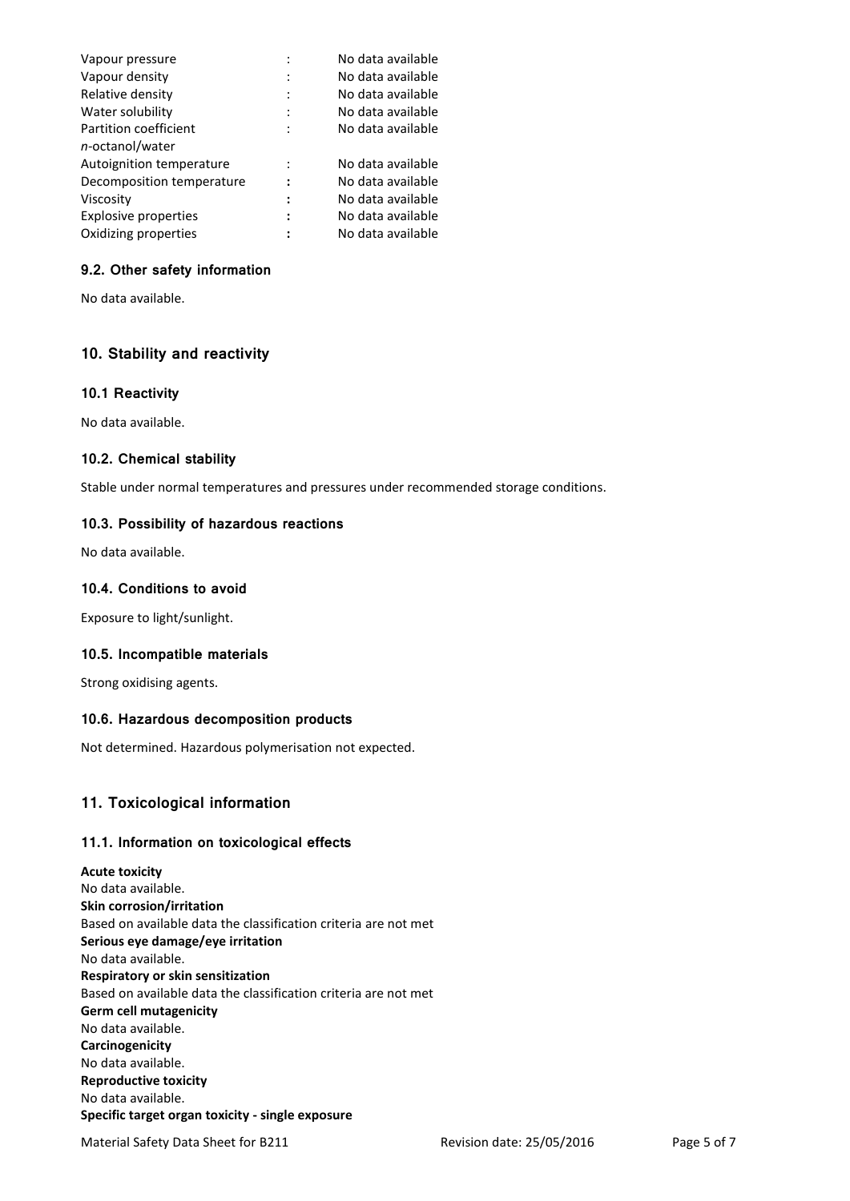| | | |
|---|---|---|
| Vapour pressure | : | No data available |
| Vapour density | : | No data available |
| Relative density | : | No data available |
| Water solubility | : | No data available |
| Partition coefficient *n*-octanol/water | : | No data available |
| Autoignition temperature | : | No data available |
| Decomposition temperature | : | No data available |
| Viscosity | : | No data available |
| Explosive properties | : | No data available |
| Oxidizing properties | : | No data available |

### 9.2. Other safety information

No data available.

## 10. Stability and reactivity

### 10.1 Reactivity

No data available.

### 10.2. Chemical stability

Stable under normal temperatures and pressures under recommended storage conditions.

### 10.3. Possibility of hazardous reactions

No data available.

### 10.4. Conditions to avoid

Exposure to light/sunlight.

### 10.5. Incompatible materials

Strong oxidising agents.

### 10.6. Hazardous decomposition products

Not determined. Hazardous polymerisation not expected.

## 11. Toxicological information

### 11.1. Information on toxicological effects

**Acute toxicity**
No data available.
**Skin corrosion/irritation**
Based on available data the classification criteria are not met
**Serious eye damage/eye irritation**
No data available.
**Respiratory or skin sensitization**
Based on available data the classification criteria are not met
**Germ cell mutagenicity**
No data available.
**Carcinogenicity**
No data available.
**Reproductive toxicity**
No data available.
**Specific target organ toxicity - single exposure**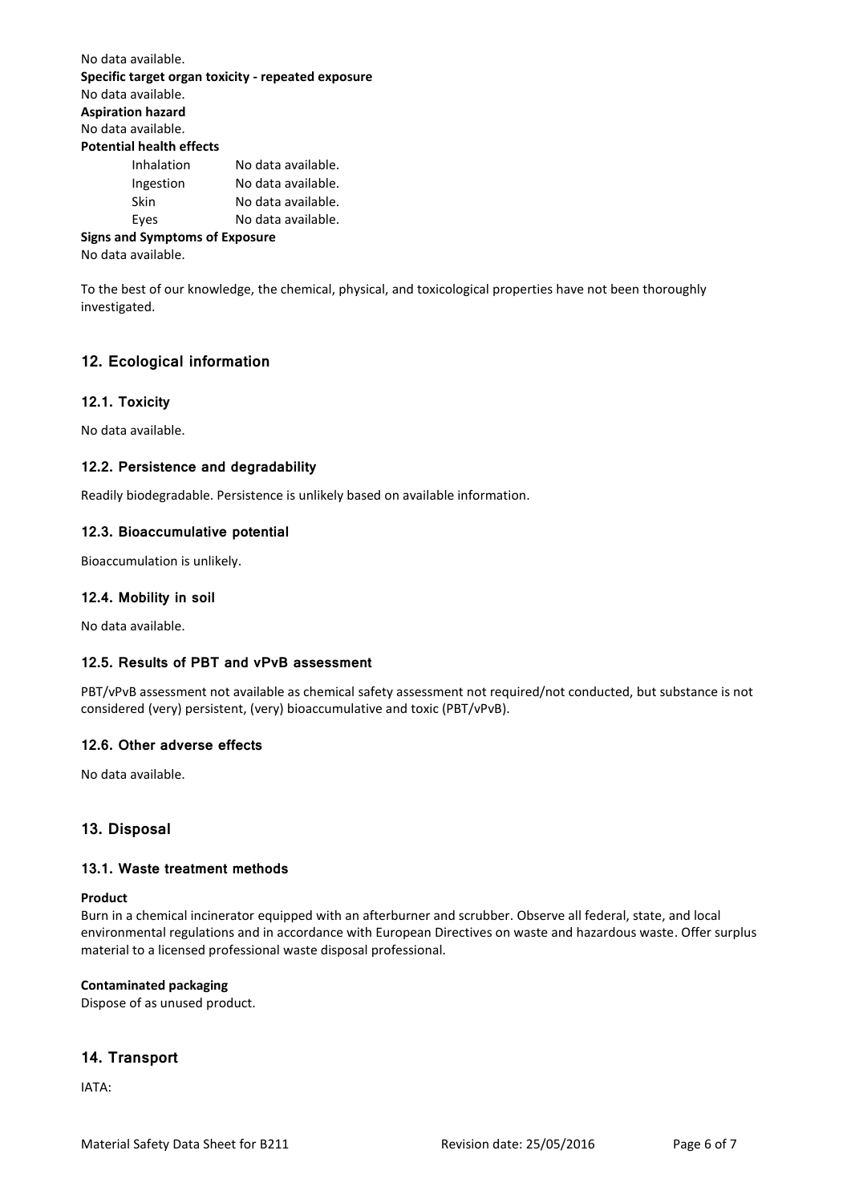No data available.

**Specific target organ toxicity - repeated exposure**

No data available.

**Aspiration hazard**

No data available.

**Potential health effects**

| | |
|---|---|
| Inhalation | No data available. |
| Ingestion | No data available. |
| Skin | No data available. |
| Eyes | No data available. |

**Signs and Symptoms of Exposure**

No data available.

To the best of our knowledge, the chemical, physical, and toxicological properties have not been thoroughly investigated.

## 12. Ecological information

### 12.1. Toxicity

No data available.

### 12.2. Persistence and degradability

Readily biodegradable. Persistence is unlikely based on available information.

### 12.3. Bioaccumulative potential

Bioaccumulation is unlikely.

### 12.4. Mobility in soil

No data available.

### 12.5. Results of PBT and vPvB assessment

PBT/vPvB assessment not available as chemical safety assessment not required/not conducted, but substance is not considered (very) persistent, (very) bioaccumulative and toxic (PBT/vPvB).

### 12.6. Other adverse effects

No data available.

## 13. Disposal

### 13.1. Waste treatment methods

**Product**

Burn in a chemical incinerator equipped with an afterburner and scrubber. Observe all federal, state, and local environmental regulations and in accordance with European Directives on waste and hazardous waste. Offer surplus material to a licensed professional waste disposal professional.

**Contaminated packaging**

Dispose of as unused product.

## 14. Transport

IATA: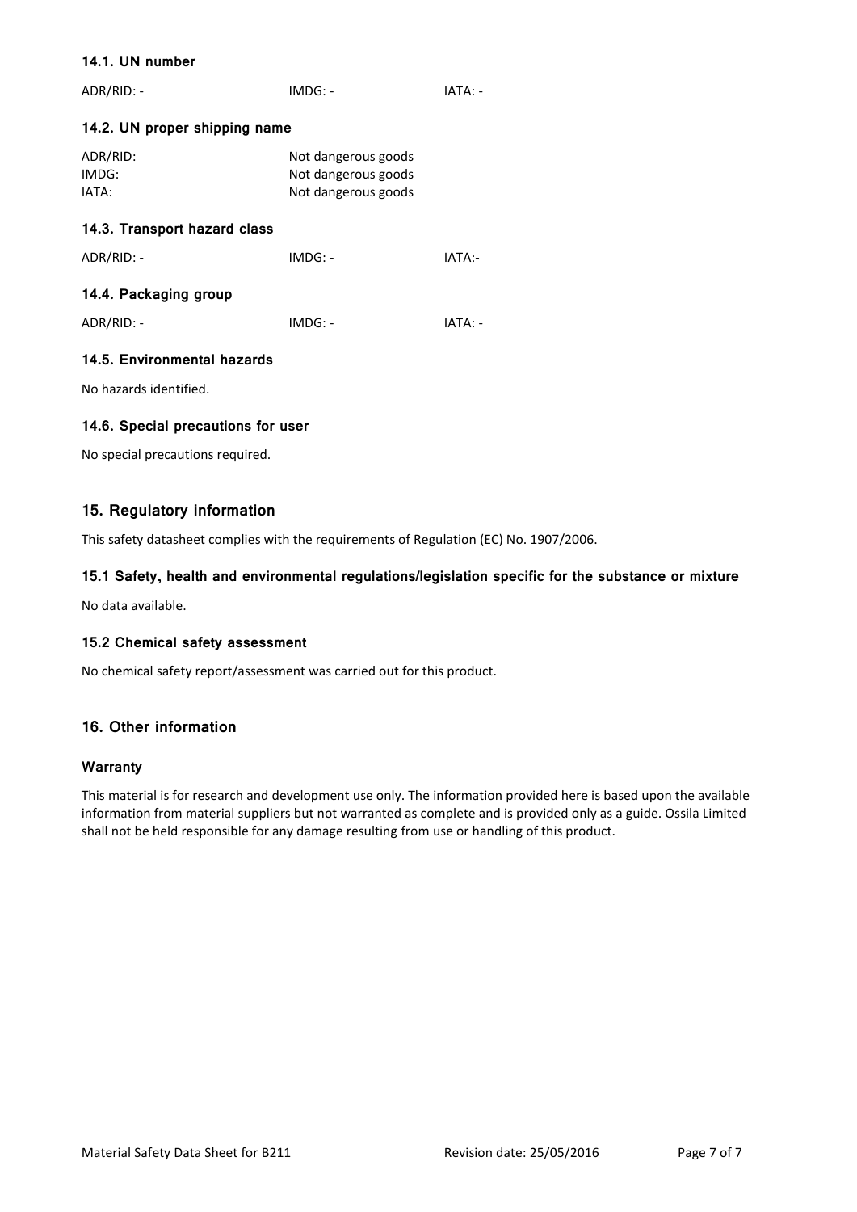### 14.1. UN number

| | | |
|---|---|---|
| ADR/RID: - | IMDG: - | IATA: - |

### 14.2. UN proper shipping name

| | |
|---|---|
| ADR/RID: | Not dangerous goods |
| IMDG: | Not dangerous goods |
| IATA: | Not dangerous goods |

### 14.3. Transport hazard class

| | | |
|---|---|---|
| ADR/RID: - | IMDG: - | IATA:- |

### 14.4. Packaging group

| | | |
|---|---|---|
| ADR/RID: - | IMDG: - | IATA: - |

### 14.5. Environmental hazards

No hazards identified.

### 14.6. Special precautions for user

No special precautions required.

## 15. Regulatory information

This safety datasheet complies with the requirements of Regulation (EC) No. 1907/2006.

### 15.1 Safety, health and environmental regulations/legislation specific for the substance or mixture

No data available.

### 15.2 Chemical safety assessment

No chemical safety report/assessment was carried out for this product.

## 16. Other information

### Warranty

This material is for research and development use only. The information provided here is based upon the available information from material suppliers but not warranted as complete and is provided only as a guide. Ossila Limited shall not be held responsible for any damage resulting from use or handling of this product.